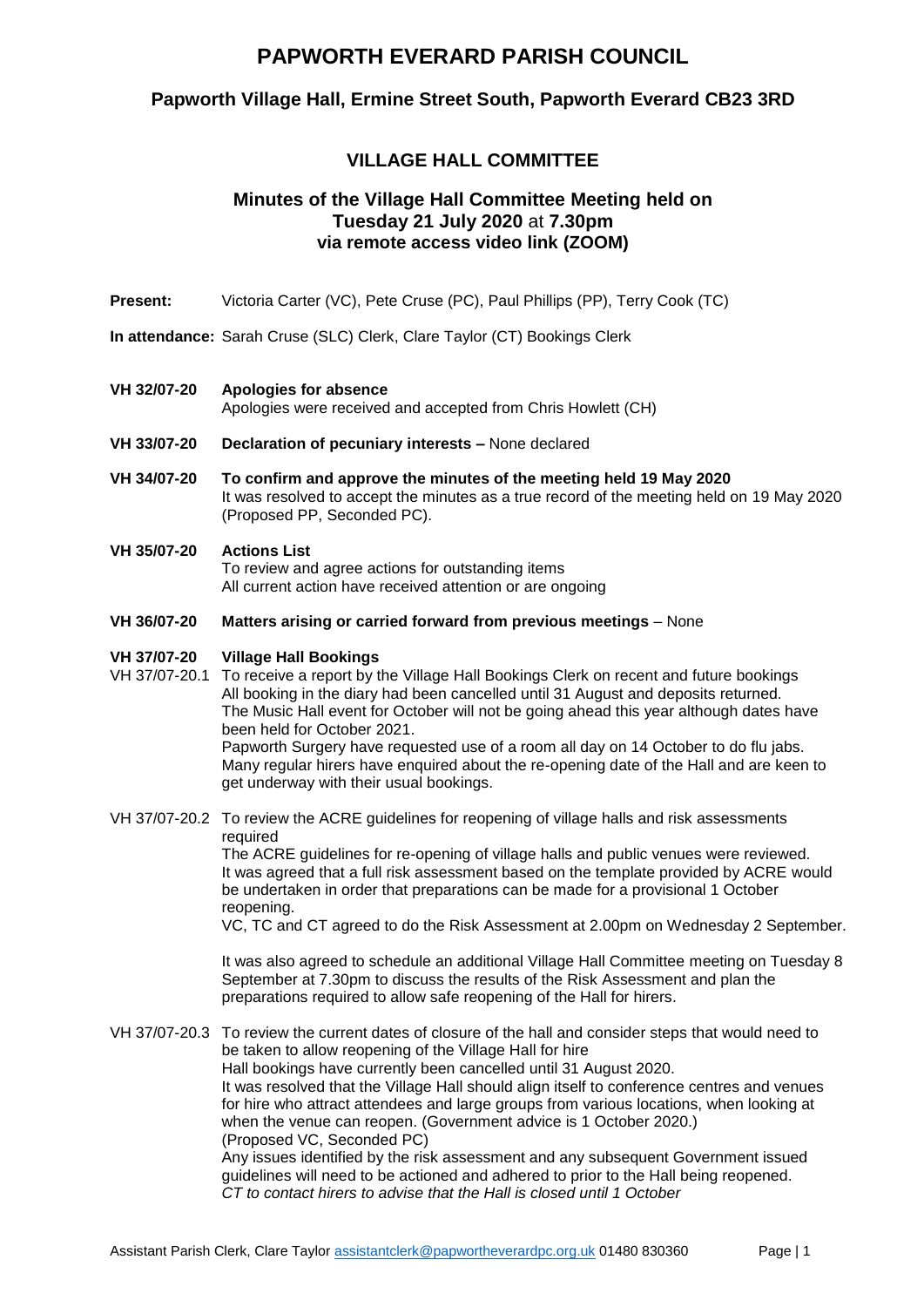# PAPWORTH EVERARD PARISH COUNCIL

## Papworth Village Hall, Ermine Street South, Papworth Everard CB23 3RD

## VILLAGE HALL COMMITTEE

### Minutes of the Village Hall Committee Meeting held on Tuesday 21 July 2020 at 7.30pm via remote access video link (ZOOM)

**Present:** Victoria Carter (VC), Pete Cruse (PC), Paul Phillips (PP), Terry Cook (TC)

**In attendance:** Sarah Cruse (SLC) Clerk, Clare Taylor (CT) Bookings Clerk

**VH 32/07-20 Apologies for absence**
Apologies were received and accepted from Chris Howlett (CH)

**VH 33/07-20 Declaration of pecuniary interests –** None declared

**VH 34/07-20 To confirm and approve the minutes of the meeting held 19 May 2020**
It was resolved to accept the minutes as a true record of the meeting held on 19 May 2020 (Proposed PP, Seconded PC).

**VH 35/07-20 Actions List**
To review and agree actions for outstanding items
All current action have received attention or are ongoing

**VH 36/07-20 Matters arising or carried forward from previous meetings** – None

**VH 37/07-20 Village Hall Bookings**

VH 37/07-20.1 To receive a report by the Village Hall Bookings Clerk on recent and future bookings
All booking in the diary had been cancelled until 31 August and deposits returned.
The Music Hall event for October will not be going ahead this year although dates have been held for October 2021.
Papworth Surgery have requested use of a room all day on 14 October to do flu jabs.
Many regular hirers have enquired about the re-opening date of the Hall and are keen to get underway with their usual bookings.

VH 37/07-20.2 To review the ACRE guidelines for reopening of village halls and risk assessments required
The ACRE guidelines for re-opening of village halls and public venues were reviewed.
It was agreed that a full risk assessment based on the template provided by ACRE would be undertaken in order that preparations can be made for a provisional 1 October reopening.
VC, TC and CT agreed to do the Risk Assessment at 2.00pm on Wednesday 2 September.

It was also agreed to schedule an additional Village Hall Committee meeting on Tuesday 8 September at 7.30pm to discuss the results of the Risk Assessment and plan the preparations required to allow safe reopening of the Hall for hirers.

VH 37/07-20.3 To review the current dates of closure of the hall and consider steps that would need to be taken to allow reopening of the Village Hall for hire
Hall bookings have currently been cancelled until 31 August 2020.
It was resolved that the Village Hall should align itself to conference centres and venues for hire who attract attendees and large groups from various locations, when looking at when the venue can reopen. (Government advice is 1 October 2020.)
(Proposed VC, Seconded PC)
Any issues identified by the risk assessment and any subsequent Government issued guidelines will need to be actioned and adhered to prior to the Hall being reopened.
*CT to contact hirers to advise that the Hall is closed until 1 October*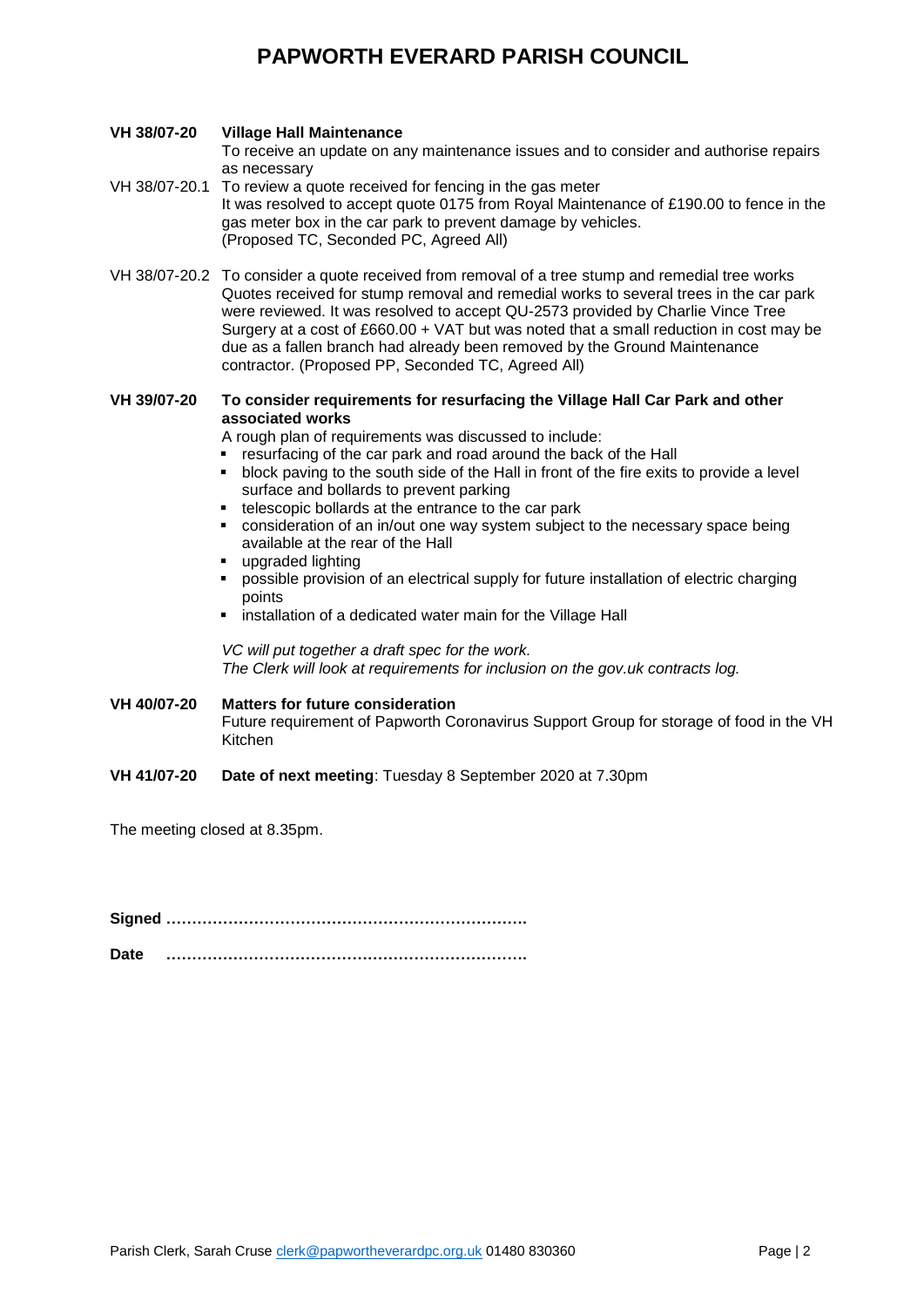**VH 38/07-20 Village Hall Maintenance**

To receive an update on any maintenance issues and to consider and authorise repairs as necessary

VH 38/07-20.1 To review a quote received for fencing in the gas meter

It was resolved to accept quote 0175 from Royal Maintenance of £190.00 to fence in the gas meter box in the car park to prevent damage by vehicles. (Proposed TC, Seconded PC, Agreed All)

VH 38/07-20.2 To consider a quote received from removal of a tree stump and remedial tree works

Quotes received for stump removal and remedial works to several trees in the car park were reviewed. It was resolved to accept QU-2573 provided by Charlie Vince Tree Surgery at a cost of £660.00 + VAT but was noted that a small reduction in cost may be due as a fallen branch had already been removed by the Ground Maintenance contractor. (Proposed PP, Seconded TC, Agreed All)

**VH 39/07-20 To consider requirements for resurfacing the Village Hall Car Park and other associated works**

A rough plan of requirements was discussed to include:

- resurfacing of the car park and road around the back of the Hall
- block paving to the south side of the Hall in front of the fire exits to provide a level surface and bollards to prevent parking
- telescopic bollards at the entrance to the car park
- consideration of an in/out one way system subject to the necessary space being available at the rear of the Hall
- upgraded lighting
- possible provision of an electrical supply for future installation of electric charging points
- installation of a dedicated water main for the Village Hall

*VC will put together a draft spec for the work.*
*The Clerk will look at requirements for inclusion on the gov.uk contracts log.*

**VH 40/07-20 Matters for future consideration**

Future requirement of Papworth Coronavirus Support Group for storage of food in the VH Kitchen

**VH 41/07-20 Date of next meeting**: Tuesday 8 September 2020 at 7.30pm

The meeting closed at 8.35pm.

**Signed** …………………………………………………………….

**Date** …………………………………………………………….

Parish Clerk, Sarah Cruse clerk@papworth everardpc.org.uk 01480 830360